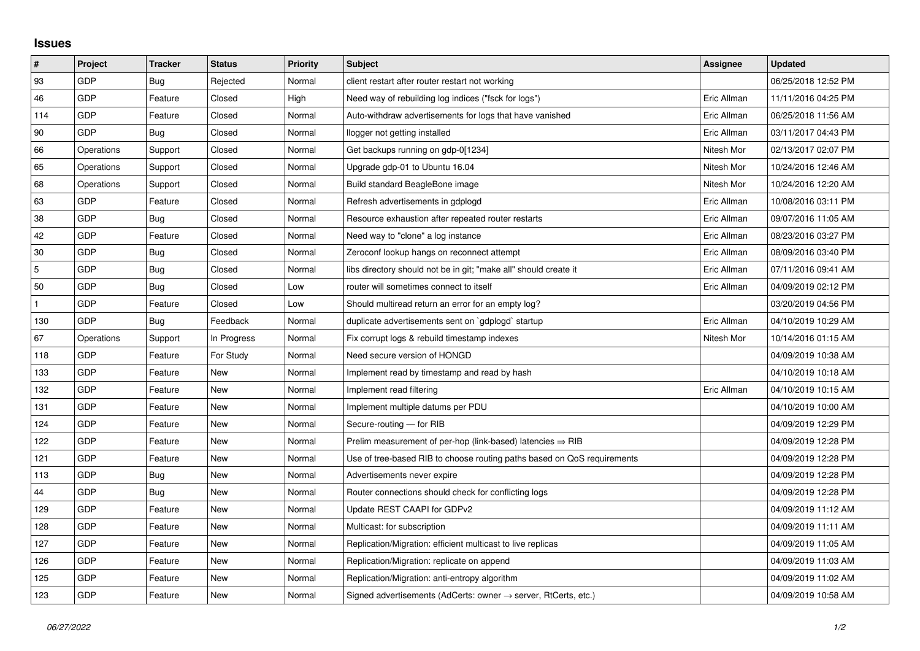## Issues

| # | Project | Tracker | Status | Priority | Subject | Assignee | Updated |
|---|---|---|---|---|---|---|---|
| 93 | GDP | Bug | Rejected | Normal | client restart after router restart not working | | 06/25/2018 12:52 PM |
| 46 | GDP | Feature | Closed | High | Need way of rebuilding log indices ("fsck for logs") | Eric Allman | 11/11/2016 04:25 PM |
| 114 | GDP | Feature | Closed | Normal | Auto-withdraw advertisements for logs that have vanished | Eric Allman | 06/25/2018 11:56 AM |
| 90 | GDP | Bug | Closed | Normal | llogger not getting installed | Eric Allman | 03/11/2017 04:43 PM |
| 66 | Operations | Support | Closed | Normal | Get backups running on gdp-0[1234] | Nitesh Mor | 02/13/2017 02:07 PM |
| 65 | Operations | Support | Closed | Normal | Upgrade gdp-01 to Ubuntu 16.04 | Nitesh Mor | 10/24/2016 12:46 AM |
| 68 | Operations | Support | Closed | Normal | Build standard BeagleBone image | Nitesh Mor | 10/24/2016 12:20 AM |
| 63 | GDP | Feature | Closed | Normal | Refresh advertisements in gdplogd | Eric Allman | 10/08/2016 03:11 PM |
| 38 | GDP | Bug | Closed | Normal | Resource exhaustion after repeated router restarts | Eric Allman | 09/07/2016 11:05 AM |
| 42 | GDP | Feature | Closed | Normal | Need way to "clone" a log instance | Eric Allman | 08/23/2016 03:27 PM |
| 30 | GDP | Bug | Closed | Normal | Zeroconf lookup hangs on reconnect attempt | Eric Allman | 08/09/2016 03:40 PM |
| 5 | GDP | Bug | Closed | Normal | libs directory should not be in git; "make all" should create it | Eric Allman | 07/11/2016 09:41 AM |
| 50 | GDP | Bug | Closed | Low | router will sometimes connect to itself | Eric Allman | 04/09/2019 02:12 PM |
| 1 | GDP | Feature | Closed | Low | Should multiread return an error for an empty log? | | 03/20/2019 04:56 PM |
| 130 | GDP | Bug | Feedback | Normal | duplicate advertisements sent on `gdplogd` startup | Eric Allman | 04/10/2019 10:29 AM |
| 67 | Operations | Support | In Progress | Normal | Fix corrupt logs & rebuild timestamp indexes | Nitesh Mor | 10/14/2016 01:15 AM |
| 118 | GDP | Feature | For Study | Normal | Need secure version of HONGD | | 04/09/2019 10:38 AM |
| 133 | GDP | Feature | New | Normal | Implement read by timestamp and read by hash | | 04/10/2019 10:18 AM |
| 132 | GDP | Feature | New | Normal | Implement read filtering | Eric Allman | 04/10/2019 10:15 AM |
| 131 | GDP | Feature | New | Normal | Implement multiple datums per PDU | | 04/10/2019 10:00 AM |
| 124 | GDP | Feature | New | Normal | Secure-routing — for RIB | | 04/09/2019 12:29 PM |
| 122 | GDP | Feature | New | Normal | Prelim measurement of per-hop (link-based) latencies ⇒ RIB | | 04/09/2019 12:28 PM |
| 121 | GDP | Feature | New | Normal | Use of tree-based RIB to choose routing paths based on QoS requirements | | 04/09/2019 12:28 PM |
| 113 | GDP | Bug | New | Normal | Advertisements never expire | | 04/09/2019 12:28 PM |
| 44 | GDP | Bug | New | Normal | Router connections should check for conflicting logs | | 04/09/2019 12:28 PM |
| 129 | GDP | Feature | New | Normal | Update REST CAAPI for GDPv2 | | 04/09/2019 11:12 AM |
| 128 | GDP | Feature | New | Normal | Multicast: for subscription | | 04/09/2019 11:11 AM |
| 127 | GDP | Feature | New | Normal | Replication/Migration: efficient multicast to live replicas | | 04/09/2019 11:05 AM |
| 126 | GDP | Feature | New | Normal | Replication/Migration: replicate on append | | 04/09/2019 11:03 AM |
| 125 | GDP | Feature | New | Normal | Replication/Migration: anti-entropy algorithm | | 04/09/2019 11:02 AM |
| 123 | GDP | Feature | New | Normal | Signed advertisements (AdCerts: owner → server, RtCerts, etc.) | | 04/09/2019 10:58 AM |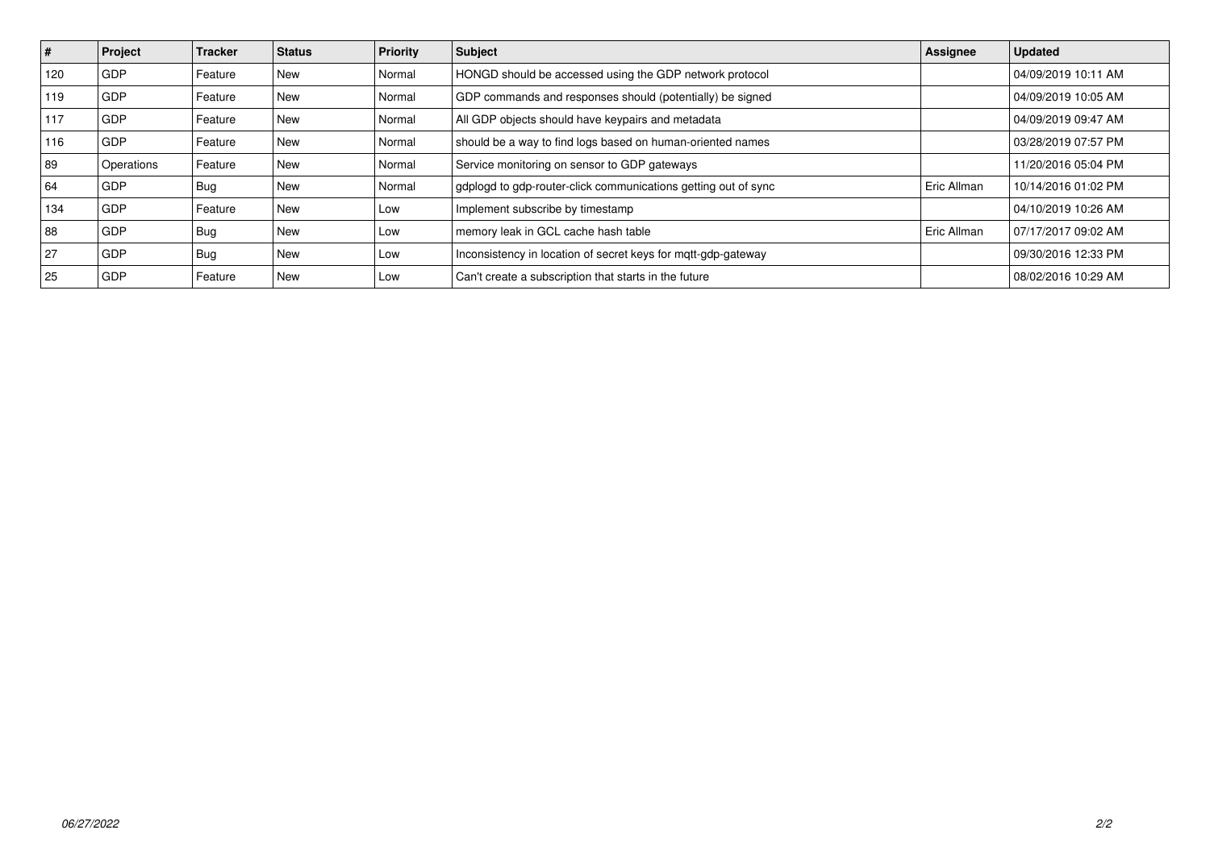| # | Project | Tracker | Status | Priority | Subject | Assignee | Updated |
|---|---|---|---|---|---|---|---|
| 120 | GDP | Feature | New | Normal | HONGD should be accessed using the GDP network protocol | | 04/09/2019 10:11 AM |
| 119 | GDP | Feature | New | Normal | GDP commands and responses should (potentially) be signed | | 04/09/2019 10:05 AM |
| 117 | GDP | Feature | New | Normal | All GDP objects should have keypairs and metadata | | 04/09/2019 09:47 AM |
| 116 | GDP | Feature | New | Normal | should be a way to find logs based on human-oriented names | | 03/28/2019 07:57 PM |
| 89 | Operations | Feature | New | Normal | Service monitoring on sensor to GDP gateways | | 11/20/2016 05:04 PM |
| 64 | GDP | Bug | New | Normal | gdplogd to gdp-router-click communications getting out of sync | Eric Allman | 10/14/2016 01:02 PM |
| 134 | GDP | Feature | New | Low | Implement subscribe by timestamp | | 04/10/2019 10:26 AM |
| 88 | GDP | Bug | New | Low | memory leak in GCL cache hash table | Eric Allman | 07/17/2017 09:02 AM |
| 27 | GDP | Bug | New | Low | Inconsistency in location of secret keys for mqtt-gdp-gateway | | 09/30/2016 12:33 PM |
| 25 | GDP | Feature | New | Low | Can't create a subscription that starts in the future | | 08/02/2016 10:29 AM |